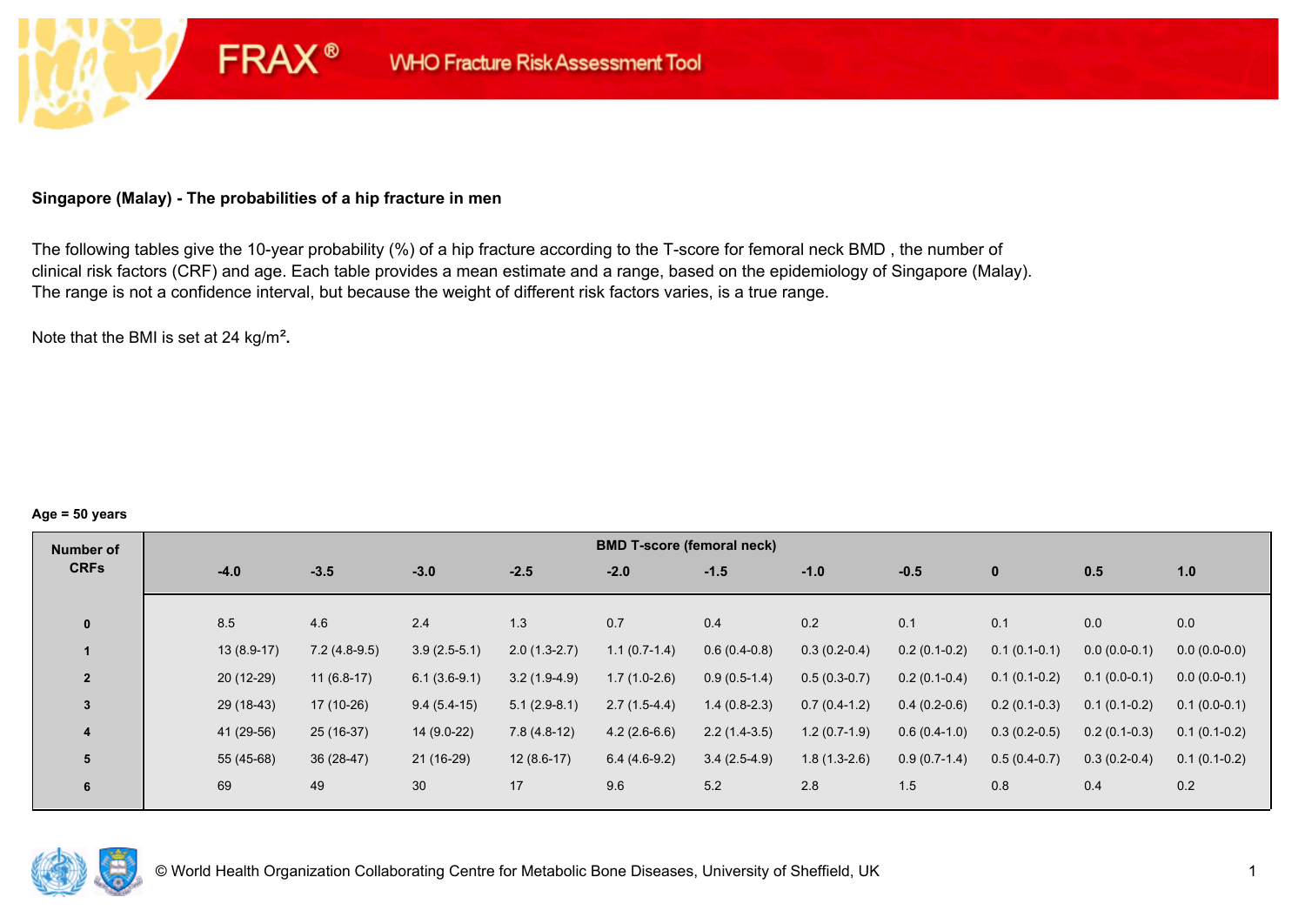FRAX® WHO Fracture Risk Assessment Tool

**Singapore (Malay) - The probabilities of a hip fracture in men**

The following tables give the 10-year probability (%) of a hip fracture according to the T-score for femoral neck BMD , the number of clinical risk factors (CRF) and age. Each table provides a mean estimate and a range, based on the epidemiology of Singapore (Malay). The range is not a confidence interval, but because the weight of different risk factors varies, is a true range.

Note that the BMI is set at 24 kg/m².

**Age = 50 years**

| Number of CRFs | BMD T-score (femoral neck) | | | | | | | | | | |
|---|---|---|---|---|---|---|---|---|---|---|---|
| | -4.0 | -3.5 | -3.0 | -2.5 | -2.0 | -1.5 | -1.0 | -0.5 | 0 | 0.5 | 1.0 |
| 0 | 8.5 | 4.6 | 2.4 | 1.3 | 0.7 | 0.4 | 0.2 | 0.1 | 0.1 | 0.0 | 0.0 |
| 1 | 13 (8.9-17) | 7.2 (4.8-9.5) | 3.9 (2.5-5.1) | 2.0 (1.3-2.7) | 1.1 (0.7-1.4) | 0.6 (0.4-0.8) | 0.3 (0.2-0.4) | 0.2 (0.1-0.2) | 0.1 (0.1-0.1) | 0.0 (0.0-0.1) | 0.0 (0.0-0.0) |
| 2 | 20 (12-29) | 11 (6.8-17) | 6.1 (3.6-9.1) | 3.2 (1.9-4.9) | 1.7 (1.0-2.6) | 0.9 (0.5-1.4) | 0.5 (0.3-0.7) | 0.2 (0.1-0.4) | 0.1 (0.1-0.2) | 0.1 (0.0-0.1) | 0.0 (0.0-0.1) |
| 3 | 29 (18-43) | 17 (10-26) | 9.4 (5.4-15) | 5.1 (2.9-8.1) | 2.7 (1.5-4.4) | 1.4 (0.8-2.3) | 0.7 (0.4-1.2) | 0.4 (0.2-0.6) | 0.2 (0.1-0.3) | 0.1 (0.1-0.2) | 0.1 (0.0-0.1) |
| 4 | 41 (29-56) | 25 (16-37) | 14 (9.0-22) | 7.8 (4.8-12) | 4.2 (2.6-6.6) | 2.2 (1.4-3.5) | 1.2 (0.7-1.9) | 0.6 (0.4-1.0) | 0.3 (0.2-0.5) | 0.2 (0.1-0.3) | 0.1 (0.1-0.2) |
| 5 | 55 (45-68) | 36 (28-47) | 21 (16-29) | 12 (8.6-17) | 6.4 (4.6-9.2) | 3.4 (2.5-4.9) | 1.8 (1.3-2.6) | 0.9 (0.7-1.4) | 0.5 (0.4-0.7) | 0.3 (0.2-0.4) | 0.1 (0.1-0.2) |
| 6 | 69 | 49 | 30 | 17 | 9.6 | 5.2 | 2.8 | 1.5 | 0.8 | 0.4 | 0.2 |

© World Health Organization Collaborating Centre for Metabolic Bone Diseases, University of Sheffield, UK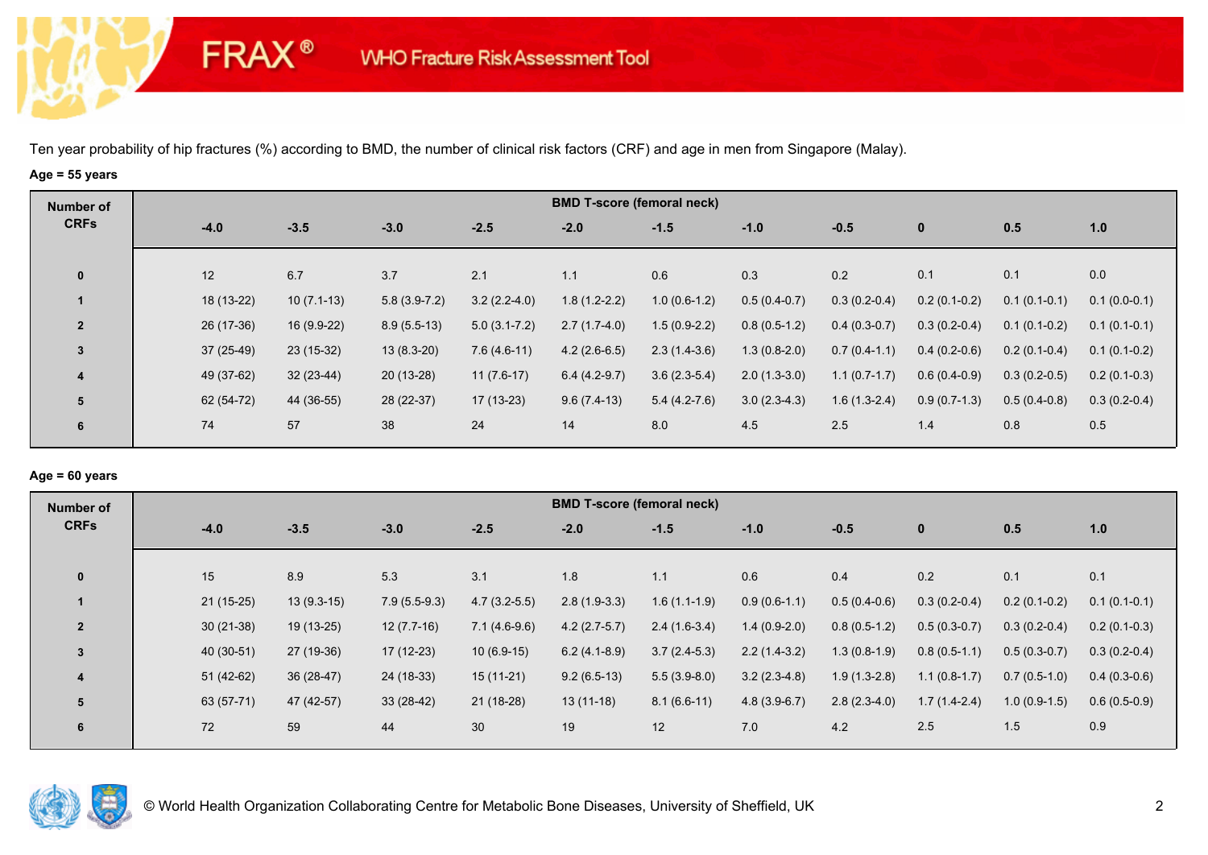FRAX® WHO Fracture Risk Assessment Tool

Ten year probability of hip fractures (%) according to BMD, the number of clinical risk factors (CRF) and age in men from Singapore (Malay).

**Age = 55 years**

| Number of CRFs | BMD T-score (femoral neck) | | | | | | | | | | |
|---|---|---|---|---|---|---|---|---|---|---|---|
| | -4.0 | -3.5 | -3.0 | -2.5 | -2.0 | -1.5 | -1.0 | -0.5 | 0 | 0.5 | 1.0 |
| 0 | 12 | 6.7 | 3.7 | 2.1 | 1.1 | 0.6 | 0.3 | 0.2 | 0.1 | 0.1 | 0.0 |
| 1 | 18 (13-22) | 10 (7.1-13) | 5.8 (3.9-7.2) | 3.2 (2.2-4.0) | 1.8 (1.2-2.2) | 1.0 (0.6-1.2) | 0.5 (0.4-0.7) | 0.3 (0.2-0.4) | 0.2 (0.1-0.2) | 0.1 (0.1-0.1) | 0.1 (0.0-0.1) |
| 2 | 26 (17-36) | 16 (9.9-22) | 8.9 (5.5-13) | 5.0 (3.1-7.2) | 2.7 (1.7-4.0) | 1.5 (0.9-2.2) | 0.8 (0.5-1.2) | 0.4 (0.3-0.7) | 0.3 (0.2-0.4) | 0.1 (0.1-0.2) | 0.1 (0.1-0.1) |
| 3 | 37 (25-49) | 23 (15-32) | 13 (8.3-20) | 7.6 (4.6-11) | 4.2 (2.6-6.5) | 2.3 (1.4-3.6) | 1.3 (0.8-2.0) | 0.7 (0.4-1.1) | 0.4 (0.2-0.6) | 0.2 (0.1-0.4) | 0.1 (0.1-0.2) |
| 4 | 49 (37-62) | 32 (23-44) | 20 (13-28) | 11 (7.6-17) | 6.4 (4.2-9.7) | 3.6 (2.3-5.4) | 2.0 (1.3-3.0) | 1.1 (0.7-1.7) | 0.6 (0.4-0.9) | 0.3 (0.2-0.5) | 0.2 (0.1-0.3) |
| 5 | 62 (54-72) | 44 (36-55) | 28 (22-37) | 17 (13-23) | 9.6 (7.4-13) | 5.4 (4.2-7.6) | 3.0 (2.3-4.3) | 1.6 (1.3-2.4) | 0.9 (0.7-1.3) | 0.5 (0.4-0.8) | 0.3 (0.2-0.4) |
| 6 | 74 | 57 | 38 | 24 | 14 | 8.0 | 4.5 | 2.5 | 1.4 | 0.8 | 0.5 |

**Age = 60 years**

| Number of CRFs | BMD T-score (femoral neck) | | | | | | | | | | |
|---|---|---|---|---|---|---|---|---|---|---|---|
| | -4.0 | -3.5 | -3.0 | -2.5 | -2.0 | -1.5 | -1.0 | -0.5 | 0 | 0.5 | 1.0 |
| 0 | 15 | 8.9 | 5.3 | 3.1 | 1.8 | 1.1 | 0.6 | 0.4 | 0.2 | 0.1 | 0.1 |
| 1 | 21 (15-25) | 13 (9.3-15) | 7.9 (5.5-9.3) | 4.7 (3.2-5.5) | 2.8 (1.9-3.3) | 1.6 (1.1-1.9) | 0.9 (0.6-1.1) | 0.5 (0.4-0.6) | 0.3 (0.2-0.4) | 0.2 (0.1-0.2) | 0.1 (0.1-0.1) |
| 2 | 30 (21-38) | 19 (13-25) | 12 (7.7-16) | 7.1 (4.6-9.6) | 4.2 (2.7-5.7) | 2.4 (1.6-3.4) | 1.4 (0.9-2.0) | 0.8 (0.5-1.2) | 0.5 (0.3-0.7) | 0.3 (0.2-0.4) | 0.2 (0.1-0.3) |
| 3 | 40 (30-51) | 27 (19-36) | 17 (12-23) | 10 (6.9-15) | 6.2 (4.1-8.9) | 3.7 (2.4-5.3) | 2.2 (1.4-3.2) | 1.3 (0.8-1.9) | 0.8 (0.5-1.1) | 0.5 (0.3-0.7) | 0.3 (0.2-0.4) |
| 4 | 51 (42-62) | 36 (28-47) | 24 (18-33) | 15 (11-21) | 9.2 (6.5-13) | 5.5 (3.9-8.0) | 3.2 (2.3-4.8) | 1.9 (1.3-2.8) | 1.1 (0.8-1.7) | 0.7 (0.5-1.0) | 0.4 (0.3-0.6) |
| 5 | 63 (57-71) | 47 (42-57) | 33 (28-42) | 21 (18-28) | 13 (11-18) | 8.1 (6.6-11) | 4.8 (3.9-6.7) | 2.8 (2.3-4.0) | 1.7 (1.4-2.4) | 1.0 (0.9-1.5) | 0.6 (0.5-0.9) |
| 6 | 72 | 59 | 44 | 30 | 19 | 12 | 7.0 | 4.2 | 2.5 | 1.5 | 0.9 |

© World Health Organization Collaborating Centre for Metabolic Bone Diseases, University of Sheffield, UK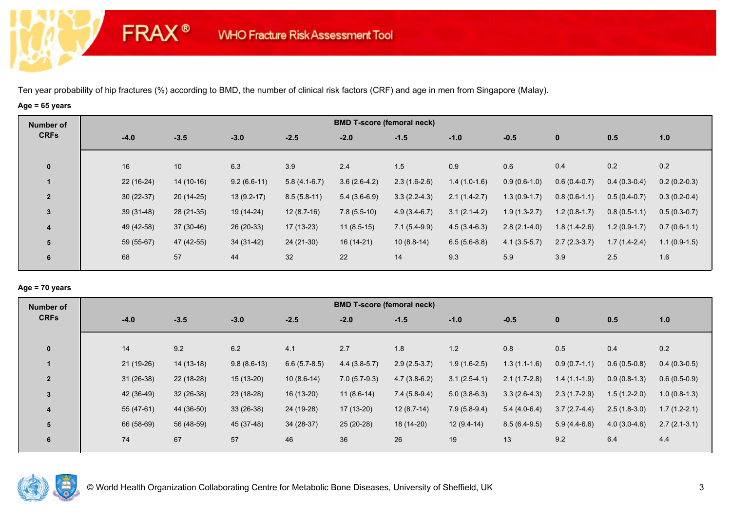Ten year probability of hip fractures (%) according to BMD, the number of clinical risk factors (CRF) and age in men from Singapore (Malay).

**Age = 65 years**

| Number of CRFs | BMD T-score (femoral neck) | | | | | | | | | | |
|---|---|---|---|---|---|---|---|---|---|---|---|
| | -4.0 | -3.5 | -3.0 | -2.5 | -2.0 | -1.5 | -1.0 | -0.5 | 0 | 0.5 | 1.0 |
| 0 | 16 | 10 | 6.3 | 3.9 | 2.4 | 1.5 | 0.9 | 0.6 | 0.4 | 0.2 | 0.2 |
| 1 | 22 (16-24) | 14 (10-16) | 9.2 (6.6-11) | 5.8 (4.1-6.7) | 3.6 (2.6-4.2) | 2.3 (1.6-2.6) | 1.4 (1.0-1.6) | 0.9 (0.6-1.0) | 0.6 (0.4-0.7) | 0.4 (0.3-0.4) | 0.2 (0.2-0.3) |
| 2 | 30 (22-37) | 20 (14-25) | 13 (9.2-17) | 8.5 (5.8-11) | 5.4 (3.6-6.9) | 3.3 (2.2-4.3) | 2.1 (1.4-2.7) | 1.3 (0.9-1.7) | 0.8 (0.6-1.1) | 0.5 (0.4-0.7) | 0.3 (0.2-0.4) |
| 3 | 39 (31-48) | 28 (21-35) | 19 (14-24) | 12 (8.7-16) | 7.8 (5.5-10) | 4.9 (3.4-6.7) | 3.1 (2.1-4.2) | 1.9 (1.3-2.7) | 1.2 (0.8-1.7) | 0.8 (0.5-1.1) | 0.5 (0.3-0.7) |
| 4 | 49 (42-58) | 37 (30-46) | 26 (20-33) | 17 (13-23) | 11 (8.5-15) | 7.1 (5.4-9.9) | 4.5 (3.4-6.3) | 2.8 (2.1-4.0) | 1.8 (1.4-2.6) | 1.2 (0.9-1.7) | 0.7 (0.6-1.1) |
| 5 | 59 (55-67) | 47 (42-55) | 34 (31-42) | 24 (21-30) | 16 (14-21) | 10 (8.8-14) | 6.5 (5.6-8.8) | 4.1 (3.5-5.7) | 2.7 (2.3-3.7) | 1.7 (1.4-2.4) | 1.1 (0.9-1.5) |
| 6 | 68 | 57 | 44 | 32 | 22 | 14 | 9.3 | 5.9 | 3.9 | 2.5 | 1.6 |

**Age = 70 years**

| Number of CRFs | BMD T-score (femoral neck) | | | | | | | | | | |
|---|---|---|---|---|---|---|---|---|---|---|---|
| | -4.0 | -3.5 | -3.0 | -2.5 | -2.0 | -1.5 | -1.0 | -0.5 | 0 | 0.5 | 1.0 |
| 0 | 14 | 9.2 | 6.2 | 4.1 | 2.7 | 1.8 | 1.2 | 0.8 | 0.5 | 0.4 | 0.2 |
| 1 | 21 (19-26) | 14 (13-18) | 9.8 (8.6-13) | 6.6 (5.7-8.5) | 4.4 (3.8-5.7) | 2.9 (2.5-3.7) | 1.9 (1.6-2.5) | 1.3 (1.1-1.6) | 0.9 (0.7-1.1) | 0.6 (0.5-0.8) | 0.4 (0.3-0.5) |
| 2 | 31 (26-38) | 22 (18-28) | 15 (13-20) | 10 (8.6-14) | 7.0 (5.7-9.3) | 4.7 (3.8-6.2) | 3.1 (2.5-4.1) | 2.1 (1.7-2.8) | 1.4 (1.1-1.9) | 0.9 (0.8-1.3) | 0.6 (0.5-0.9) |
| 3 | 42 (36-49) | 32 (26-38) | 23 (18-28) | 16 (13-20) | 11 (8.6-14) | 7.4 (5.8-9.4) | 5.0 (3.8-6.3) | 3.3 (2.6-4.3) | 2.3 (1.7-2.9) | 1.5 (1.2-2.0) | 1.0 (0.8-1.3) |
| 4 | 55 (47-61) | 44 (36-50) | 33 (26-38) | 24 (19-28) | 17 (13-20) | 12 (8.7-14) | 7.9 (5.8-9.4) | 5.4 (4.0-6.4) | 3.7 (2.7-4.4) | 2.5 (1.8-3.0) | 1.7 (1.2-2.1) |
| 5 | 66 (58-69) | 56 (48-59) | 45 (37-48) | 34 (28-37) | 25 (20-28) | 18 (14-20) | 12 (9.4-14) | 8.5 (6.4-9.5) | 5.9 (4.4-6.6) | 4.0 (3.0-4.6) | 2.7 (2.1-3.1) |
| 6 | 74 | 67 | 57 | 46 | 36 | 26 | 19 | 13 | 9.2 | 6.4 | 4.4 |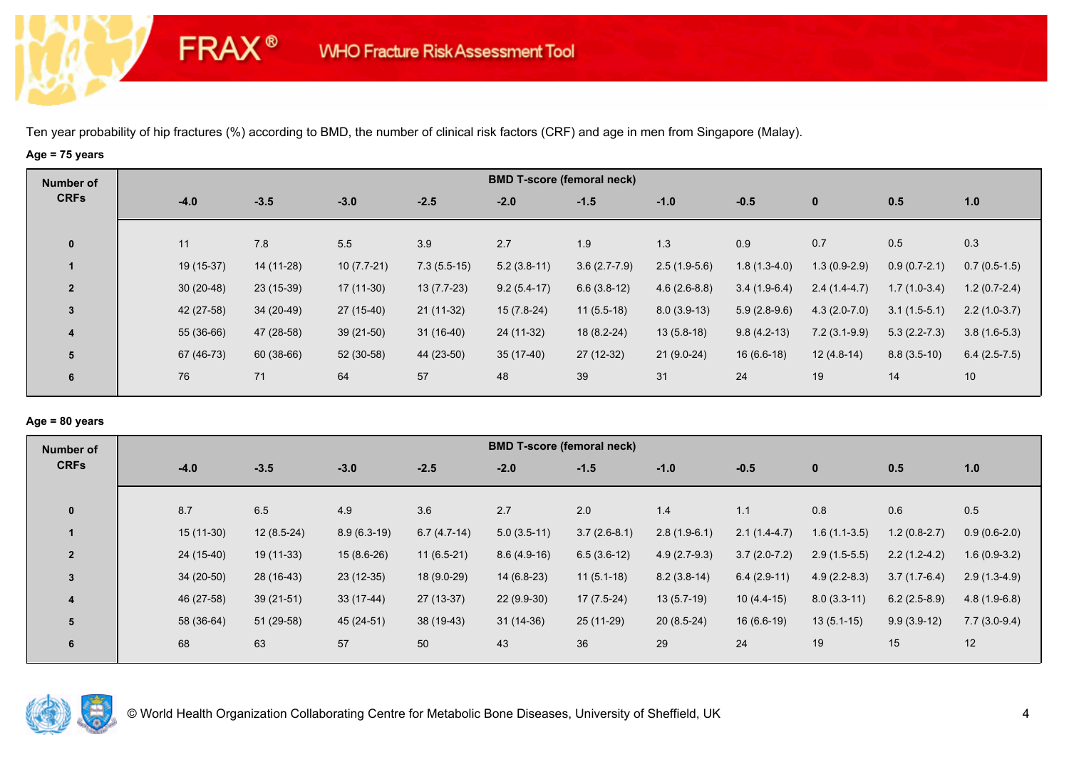FRAX® WHO Fracture Risk Assessment Tool

Ten year probability of hip fractures (%) according to BMD, the number of clinical risk factors (CRF) and age in men from Singapore (Malay).

**Age = 75 years**

| Number of CRFs | BMD T-score (femoral neck) | | | | | | | | | | |
|---|---|---|---|---|---|---|---|---|---|---|---|
| | -4.0 | -3.5 | -3.0 | -2.5 | -2.0 | -1.5 | -1.0 | -0.5 | 0 | 0.5 | 1.0 |
| 0 | 11 | 7.8 | 5.5 | 3.9 | 2.7 | 1.9 | 1.3 | 0.9 | 0.7 | 0.5 | 0.3 |
| 1 | 19 (15-37) | 14 (11-28) | 10 (7.7-21) | 7.3 (5.5-15) | 5.2 (3.8-11) | 3.6 (2.7-7.9) | 2.5 (1.9-5.6) | 1.8 (1.3-4.0) | 1.3 (0.9-2.9) | 0.9 (0.7-2.1) | 0.7 (0.5-1.5) |
| 2 | 30 (20-48) | 23 (15-39) | 17 (11-30) | 13 (7.7-23) | 9.2 (5.4-17) | 6.6 (3.8-12) | 4.6 (2.6-8.8) | 3.4 (1.9-6.4) | 2.4 (1.4-4.7) | 1.7 (1.0-3.4) | 1.2 (0.7-2.4) |
| 3 | 42 (27-58) | 34 (20-49) | 27 (15-40) | 21 (11-32) | 15 (7.8-24) | 11 (5.5-18) | 8.0 (3.9-13) | 5.9 (2.8-9.6) | 4.3 (2.0-7.0) | 3.1 (1.5-5.1) | 2.2 (1.0-3.7) |
| 4 | 55 (36-66) | 47 (28-58) | 39 (21-50) | 31 (16-40) | 24 (11-32) | 18 (8.2-24) | 13 (5.8-18) | 9.8 (4.2-13) | 7.2 (3.1-9.9) | 5.3 (2.2-7.3) | 3.8 (1.6-5.3) |
| 5 | 67 (46-73) | 60 (38-66) | 52 (30-58) | 44 (23-50) | 35 (17-40) | 27 (12-32) | 21 (9.0-24) | 16 (6.6-18) | 12 (4.8-14) | 8.8 (3.5-10) | 6.4 (2.5-7.5) |
| 6 | 76 | 71 | 64 | 57 | 48 | 39 | 31 | 24 | 19 | 14 | 10 |

**Age = 80 years**

| Number of CRFs | BMD T-score (femoral neck) | | | | | | | | | | |
|---|---|---|---|---|---|---|---|---|---|---|---|
| | -4.0 | -3.5 | -3.0 | -2.5 | -2.0 | -1.5 | -1.0 | -0.5 | 0 | 0.5 | 1.0 |
| 0 | 8.7 | 6.5 | 4.9 | 3.6 | 2.7 | 2.0 | 1.4 | 1.1 | 0.8 | 0.6 | 0.5 |
| 1 | 15 (11-30) | 12 (8.5-24) | 8.9 (6.3-19) | 6.7 (4.7-14) | 5.0 (3.5-11) | 3.7 (2.6-8.1) | 2.8 (1.9-6.1) | 2.1 (1.4-4.7) | 1.6 (1.1-3.5) | 1.2 (0.8-2.7) | 0.9 (0.6-2.0) |
| 2 | 24 (15-40) | 19 (11-33) | 15 (8.6-26) | 11 (6.5-21) | 8.6 (4.9-16) | 6.5 (3.6-12) | 4.9 (2.7-9.3) | 3.7 (2.0-7.2) | 2.9 (1.5-5.5) | 2.2 (1.2-4.2) | 1.6 (0.9-3.2) |
| 3 | 34 (20-50) | 28 (16-43) | 23 (12-35) | 18 (9.0-29) | 14 (6.8-23) | 11 (5.1-18) | 8.2 (3.8-14) | 6.4 (2.9-11) | 4.9 (2.2-8.3) | 3.7 (1.7-6.4) | 2.9 (1.3-4.9) |
| 4 | 46 (27-58) | 39 (21-51) | 33 (17-44) | 27 (13-37) | 22 (9.9-30) | 17 (7.5-24) | 13 (5.7-19) | 10 (4.4-15) | 8.0 (3.3-11) | 6.2 (2.5-8.9) | 4.8 (1.9-6.8) |
| 5 | 58 (36-64) | 51 (29-58) | 45 (24-51) | 38 (19-43) | 31 (14-36) | 25 (11-29) | 20 (8.5-24) | 16 (6.6-19) | 13 (5.1-15) | 9.9 (3.9-12) | 7.7 (3.0-9.4) |
| 6 | 68 | 63 | 57 | 50 | 43 | 36 | 29 | 24 | 19 | 15 | 12 |

© World Health Organization Collaborating Centre for Metabolic Bone Diseases, University of Sheffield, UK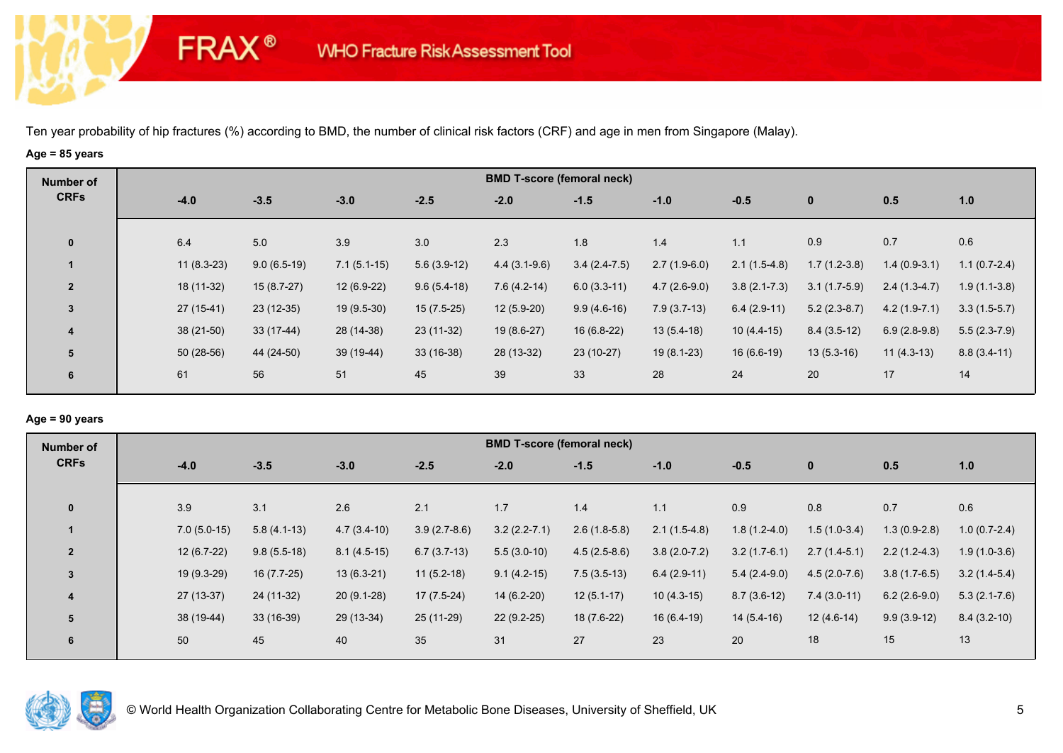# FRAX® WHO Fracture Risk Assessment Tool

Ten year probability of hip fractures (%) according to BMD, the number of clinical risk factors (CRF) and age in men from Singapore (Malay).

**Age = 85 years**

| Number of CRFs | BMD T-score (femoral neck) | | | | | | | | | | |
|---|---|---|---|---|---|---|---|---|---|---|---|
| | -4.0 | -3.5 | -3.0 | -2.5 | -2.0 | -1.5 | -1.0 | -0.5 | 0 | 0.5 | 1.0 |
| 0 | 6.4 | 5.0 | 3.9 | 3.0 | 2.3 | 1.8 | 1.4 | 1.1 | 0.9 | 0.7 | 0.6 |
| 1 | 11 (8.3-23) | 9.0 (6.5-19) | 7.1 (5.1-15) | 5.6 (3.9-12) | 4.4 (3.1-9.6) | 3.4 (2.4-7.5) | 2.7 (1.9-6.0) | 2.1 (1.5-4.8) | 1.7 (1.2-3.8) | 1.4 (0.9-3.1) | 1.1 (0.7-2.4) |
| 2 | 18 (11-32) | 15 (8.7-27) | 12 (6.9-22) | 9.6 (5.4-18) | 7.6 (4.2-14) | 6.0 (3.3-11) | 4.7 (2.6-9.0) | 3.8 (2.1-7.3) | 3.1 (1.7-5.9) | 2.4 (1.3-4.7) | 1.9 (1.1-3.8) |
| 3 | 27 (15-41) | 23 (12-35) | 19 (9.5-30) | 15 (7.5-25) | 12 (5.9-20) | 9.9 (4.6-16) | 7.9 (3.7-13) | 6.4 (2.9-11) | 5.2 (2.3-8.7) | 4.2 (1.9-7.1) | 3.3 (1.5-5.7) |
| 4 | 38 (21-50) | 33 (17-44) | 28 (14-38) | 23 (11-32) | 19 (8.6-27) | 16 (6.8-22) | 13 (5.4-18) | 10 (4.4-15) | 8.4 (3.5-12) | 6.9 (2.8-9.8) | 5.5 (2.3-7.9) |
| 5 | 50 (28-56) | 44 (24-50) | 39 (19-44) | 33 (16-38) | 28 (13-32) | 23 (10-27) | 19 (8.1-23) | 16 (6.6-19) | 13 (5.3-16) | 11 (4.3-13) | 8.8 (3.4-11) |
| 6 | 61 | 56 | 51 | 45 | 39 | 33 | 28 | 24 | 20 | 17 | 14 |

**Age = 90 years**

| Number of CRFs | BMD T-score (femoral neck) | | | | | | | | | | |
|---|---|---|---|---|---|---|---|---|---|---|---|
| | -4.0 | -3.5 | -3.0 | -2.5 | -2.0 | -1.5 | -1.0 | -0.5 | 0 | 0.5 | 1.0 |
| 0 | 3.9 | 3.1 | 2.6 | 2.1 | 1.7 | 1.4 | 1.1 | 0.9 | 0.8 | 0.7 | 0.6 |
| 1 | 7.0 (5.0-15) | 5.8 (4.1-13) | 4.7 (3.4-10) | 3.9 (2.7-8.6) | 3.2 (2.2-7.1) | 2.6 (1.8-5.8) | 2.1 (1.5-4.8) | 1.8 (1.2-4.0) | 1.5 (1.0-3.4) | 1.3 (0.9-2.8) | 1.0 (0.7-2.4) |
| 2 | 12 (6.7-22) | 9.8 (5.5-18) | 8.1 (4.5-15) | 6.7 (3.7-13) | 5.5 (3.0-10) | 4.5 (2.5-8.6) | 3.8 (2.0-7.2) | 3.2 (1.7-6.1) | 2.7 (1.4-5.1) | 2.2 (1.2-4.3) | 1.9 (1.0-3.6) |
| 3 | 19 (9.3-29) | 16 (7.7-25) | 13 (6.3-21) | 11 (5.2-18) | 9.1 (4.2-15) | 7.5 (3.5-13) | 6.4 (2.9-11) | 5.4 (2.4-9.0) | 4.5 (2.0-7.6) | 3.8 (1.7-6.5) | 3.2 (1.4-5.4) |
| 4 | 27 (13-37) | 24 (11-32) | 20 (9.1-28) | 17 (7.5-24) | 14 (6.2-20) | 12 (5.1-17) | 10 (4.3-15) | 8.7 (3.6-12) | 7.4 (3.0-11) | 6.2 (2.6-9.0) | 5.3 (2.1-7.6) |
| 5 | 38 (19-44) | 33 (16-39) | 29 (13-34) | 25 (11-29) | 22 (9.2-25) | 18 (7.6-22) | 16 (6.4-19) | 14 (5.4-16) | 12 (4.6-14) | 9.9 (3.9-12) | 8.4 (3.2-10) |
| 6 | 50 | 45 | 40 | 35 | 31 | 27 | 23 | 20 | 18 | 15 | 13 |

© World Health Organization Collaborating Centre for Metabolic Bone Diseases, University of Sheffield, UK